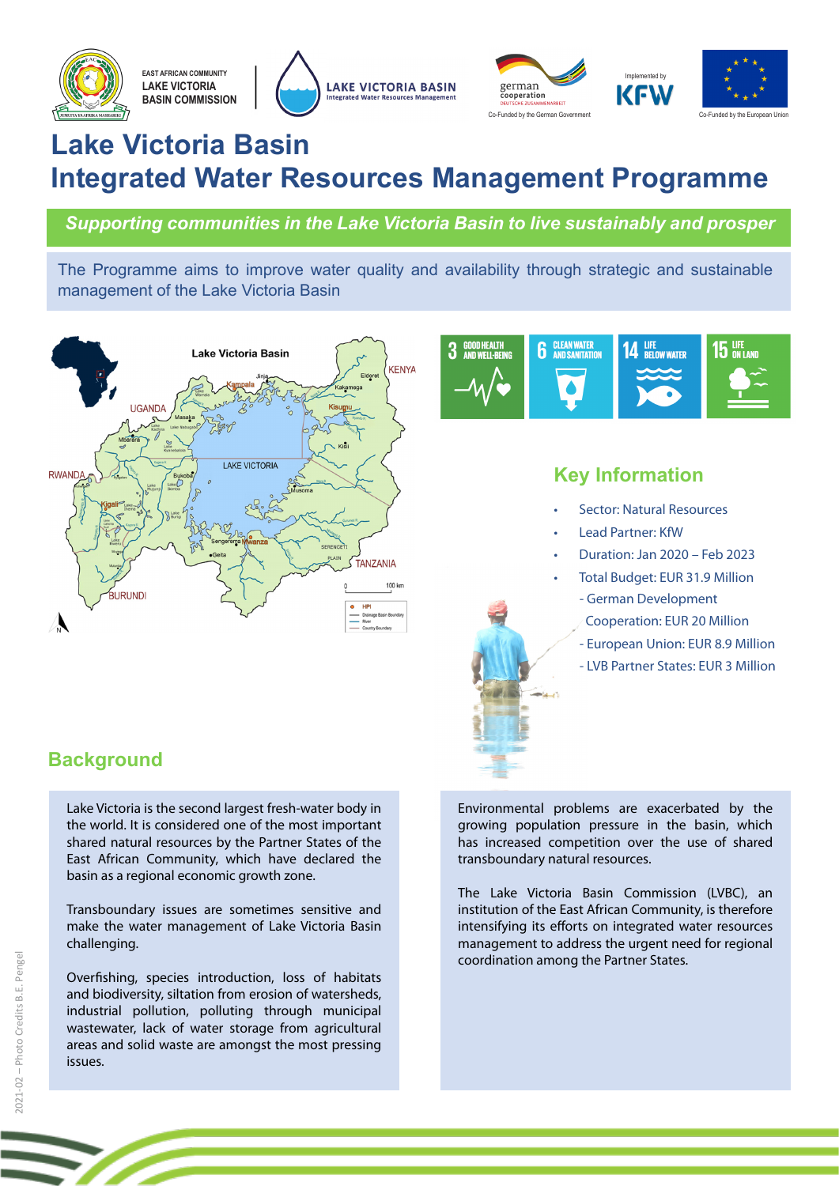# Lake Victoria Basin
# Integrated Water Resources Management Programme

*Supporting communities in the Lake Victoria Basin to live sustainably and prosper*

The Programme aims to improve water quality and availability through strategic and sustainable management of the Lake Victoria Basin

## Key Information

- Sector: Natural Resources
- Lead Partner: KfW
- Duration: Jan 2020 – Feb 2023
- Total Budget: EUR 31.9 Million
  - German Development Cooperation: EUR 20 Million
  - European Union: EUR 8.9 Million
  - LVB Partner States: EUR 3 Million

## Background

Lake Victoria is the second largest fresh-water body in the world. It is considered one of the most important shared natural resources by the Partner States of the East African Community, which have declared the basin as a regional economic growth zone.

Transboundary issues are sometimes sensitive and make the water management of Lake Victoria Basin challenging.

Overfishing, species introduction, loss of habitats and biodiversity, siltation from erosion of watersheds, industrial pollution, polluting through municipal wastewater, lack of water storage from agricultural areas and solid waste are amongst the most pressing issues.

Environmental problems are exacerbated by the growing population pressure in the basin, which has increased competition over the use of shared transboundary natural resources.

The Lake Victoria Basin Commission (LVBC), an institution of the East African Community, is therefore intensifying its efforts on integrated water resources management to address the urgent need for regional coordination among the Partner States.

2021-02 – Photo Credits B.E. Pengel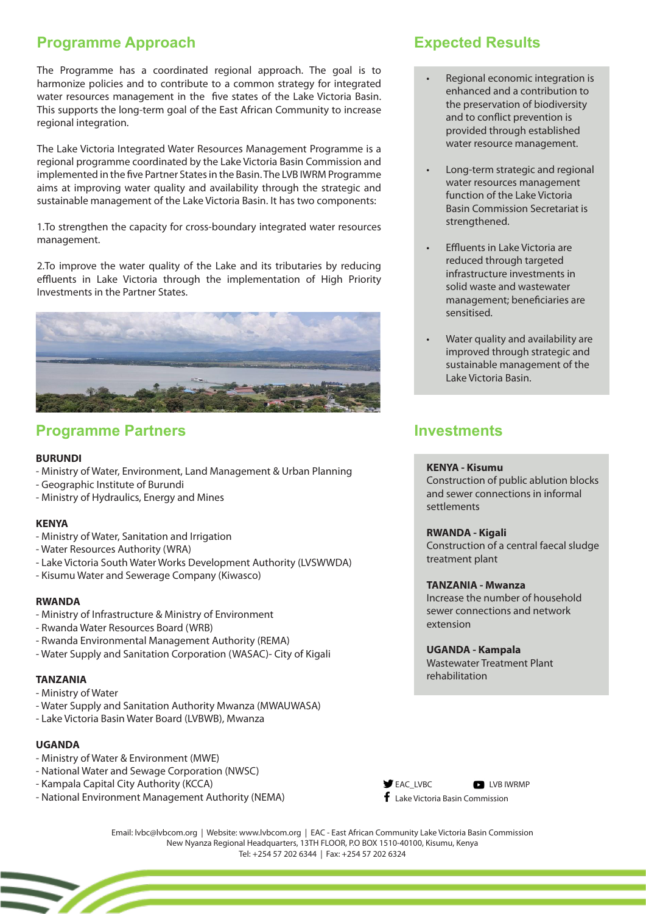## Programme Approach

The Programme has a coordinated regional approach. The goal is to harmonize policies and to contribute to a common strategy for integrated water resources management in the five states of the Lake Victoria Basin. This supports the long-term goal of the East African Community to increase regional integration.

The Lake Victoria Integrated Water Resources Management Programme is a regional programme coordinated by the Lake Victoria Basin Commission and implemented in the five Partner States in the Basin. The LVB IWRM Programme aims at improving water quality and availability through the strategic and sustainable management of the Lake Victoria Basin. It has two components:

1.To strengthen the capacity for cross-boundary integrated water resources management.

2.To improve the water quality of the Lake and its tributaries by reducing effluents in Lake Victoria through the implementation of High Priority Investments in the Partner States.

## Programme Partners

**BURUNDI**
- Ministry of Water, Environment, Land Management & Urban Planning
- Geographic Institute of Burundi
- Ministry of Hydraulics, Energy and Mines

**KENYA**
- Ministry of Water, Sanitation and Irrigation
- Water Resources Authority (WRA)
- Lake Victoria South Water Works Development Authority (LVSWWDA)
- Kisumu Water and Sewerage Company (Kiwasco)

**RWANDA**
- Ministry of Infrastructure & Ministry of Environment
- Rwanda Water Resources Board (WRB)
- Rwanda Environmental Management Authority (REMA)
- Water Supply and Sanitation Corporation (WASAC)- City of Kigali

**TANZANIA**
- Ministry of Water
- Water Supply and Sanitation Authority Mwanza (MWAUWASA)
- Lake Victoria Basin Water Board (LVBWB), Mwanza

**UGANDA**
- Ministry of Water & Environment (MWE)
- National Water and Sewage Corporation (NWSC)
- Kampala Capital City Authority (KCCA)
- National Environment Management Authority (NEMA)

## Expected Results

- Regional economic integration is enhanced and a contribution to the preservation of biodiversity and to conflict prevention is provided through established water resource management.
- Long-term strategic and regional water resources management function of the Lake Victoria Basin Commission Secretariat is strengthened.
- Effluents in Lake Victoria are reduced through targeted infrastructure investments in solid waste and wastewater management; beneficiaries are sensitised.
- Water quality and availability are improved through strategic and sustainable management of the Lake Victoria Basin.

## Investments

**KENYA - Kisumu**
Construction of public ablution blocks and sewer connections in informal settlements

**RWANDA - Kigali**
Construction of a central faecal sludge treatment plant

**TANZANIA - Mwanza**
Increase the number of household sewer connections and network extension

**UGANDA - Kampala**
Wastewater Treatment Plant rehabilitation

EAC_LVBC
LVB IWRMP
Lake Victoria Basin Commission

Email: lvbc@lvbcom.org | Website: www.lvbcom.org | EAC - East African Community Lake Victoria Basin Commission
New Nyanza Regional Headquarters, 13TH FLOOR, P.O BOX 1510-40100, Kisumu, Kenya
Tel: +254 57 202 6344 | Fax: +254 57 202 6324